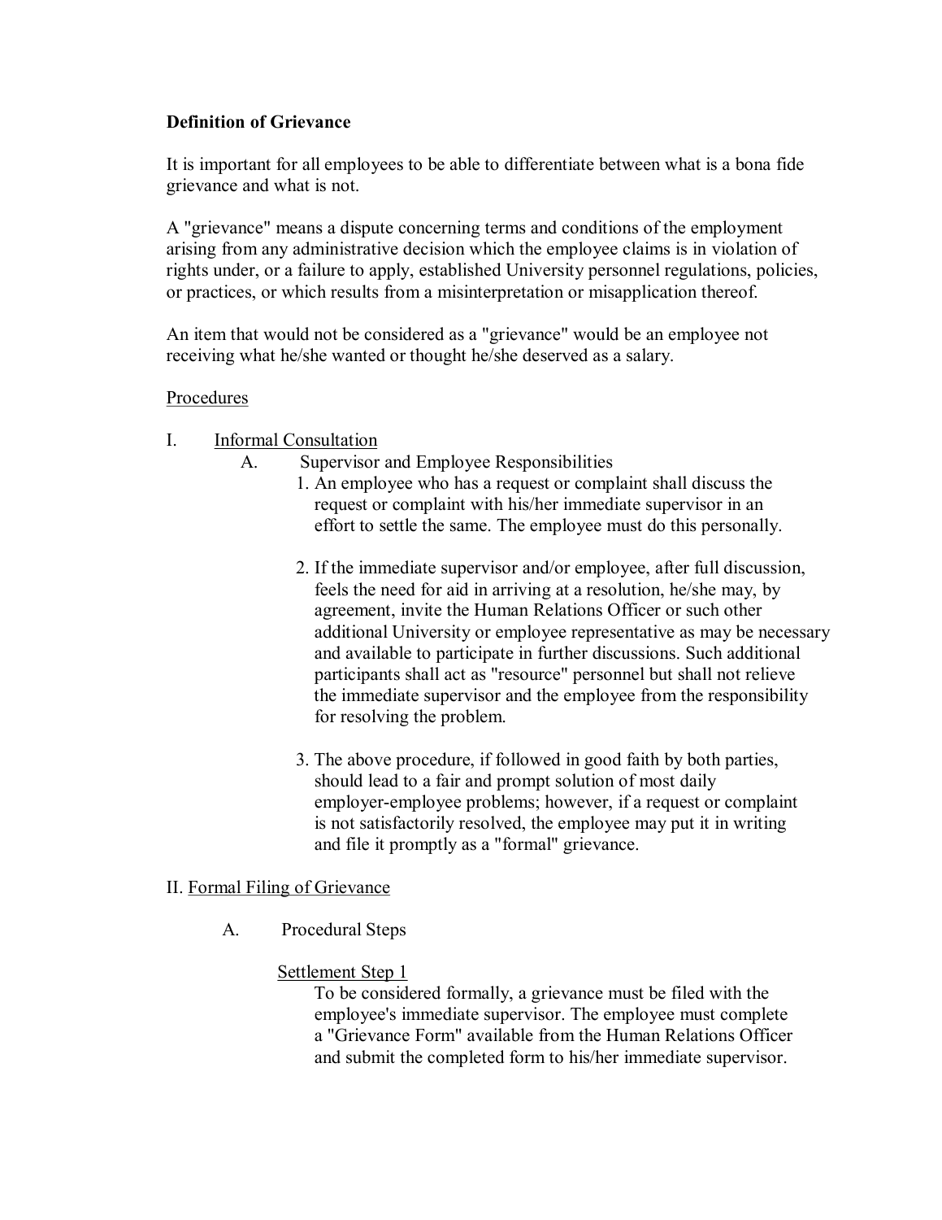**Definition of Grievance**

It is important for all employees to be able to differentiate between what is a bona fide grievance and what is not.

A "grievance" means a dispute concerning terms and conditions of the employment arising from any administrative decision which the employee claims is in violation of rights under, or a failure to apply, established University personnel regulations, policies, or practices, or which results from a misinterpretation or misapplication thereof.

An item that would not be considered as a "grievance" would be an employee not receiving what he/she wanted or thought he/she deserved as a salary.

Procedures

I. Informal Consultation

A. Supervisor and Employee Responsibilities

1. An employee who has a request or complaint shall discuss the request or complaint with his/her immediate supervisor in an effort to settle the same. The employee must do this personally.

2. If the immediate supervisor and/or employee, after full discussion, feels the need for aid in arriving at a resolution, he/she may, by agreement, invite the Human Relations Officer or such other additional University or employee representative as may be necessary and available to participate in further discussions. Such additional participants shall act as "resource" personnel but shall not relieve the immediate supervisor and the employee from the responsibility for resolving the problem.

3. The above procedure, if followed in good faith by both parties, should lead to a fair and prompt solution of most daily employer-employee problems; however, if a request or complaint is not satisfactorily resolved, the employee may put it in writing and file it promptly as a "formal" grievance.

II. Formal Filing of Grievance

A. Procedural Steps

Settlement Step 1

To be considered formally, a grievance must be filed with the employee's immediate supervisor. The employee must complete a "Grievance Form" available from the Human Relations Officer and submit the completed form to his/her immediate supervisor.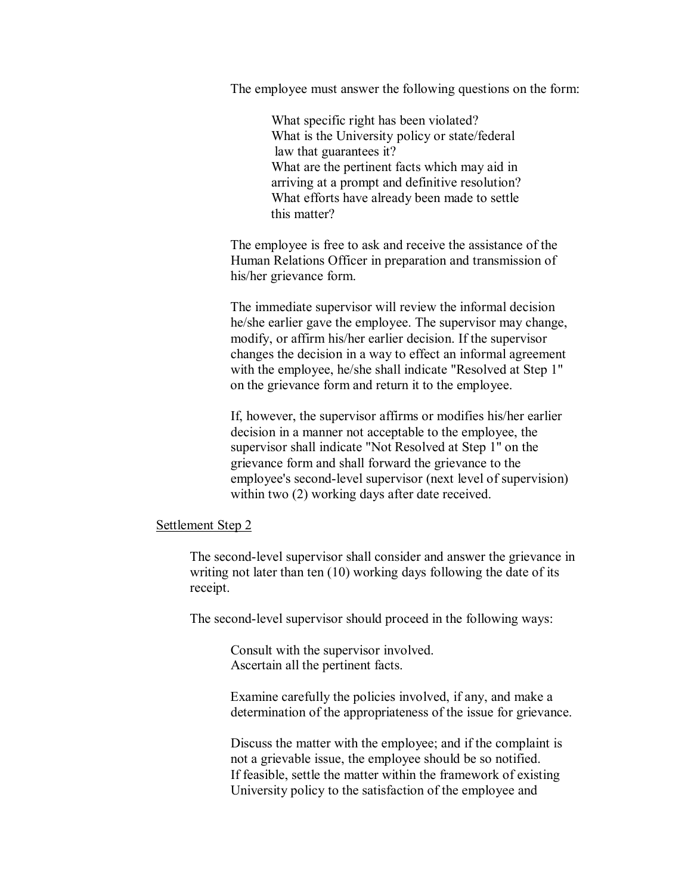The employee must answer the following questions on the form:

> What specific right has been violated?
> What is the University policy or state/federal law that guarantees it?
> What are the pertinent facts which may aid in arriving at a prompt and definitive resolution?
> What efforts have already been made to settle this matter?

The employee is free to ask and receive the assistance of the Human Relations Officer in preparation and transmission of his/her grievance form.

The immediate supervisor will review the informal decision he/she earlier gave the employee. The supervisor may change, modify, or affirm his/her earlier decision. If the supervisor changes the decision in a way to effect an informal agreement with the employee, he/she shall indicate "Resolved at Step 1" on the grievance form and return it to the employee.

If, however, the supervisor affirms or modifies his/her earlier decision in a manner not acceptable to the employee, the supervisor shall indicate "Not Resolved at Step 1" on the grievance form and shall forward the grievance to the employee's second-level supervisor (next level of supervision) within two (2) working days after date received.

Settlement Step 2

The second-level supervisor shall consider and answer the grievance in writing not later than ten (10) working days following the date of its receipt.

The second-level supervisor should proceed in the following ways:

> Consult with the supervisor involved.
> Ascertain all the pertinent facts.
>
> Examine carefully the policies involved, if any, and make a determination of the appropriateness of the issue for grievance.
>
> Discuss the matter with the employee; and if the complaint is not a grievable issue, the employee should be so notified.
> If feasible, settle the matter within the framework of existing University policy to the satisfaction of the employee and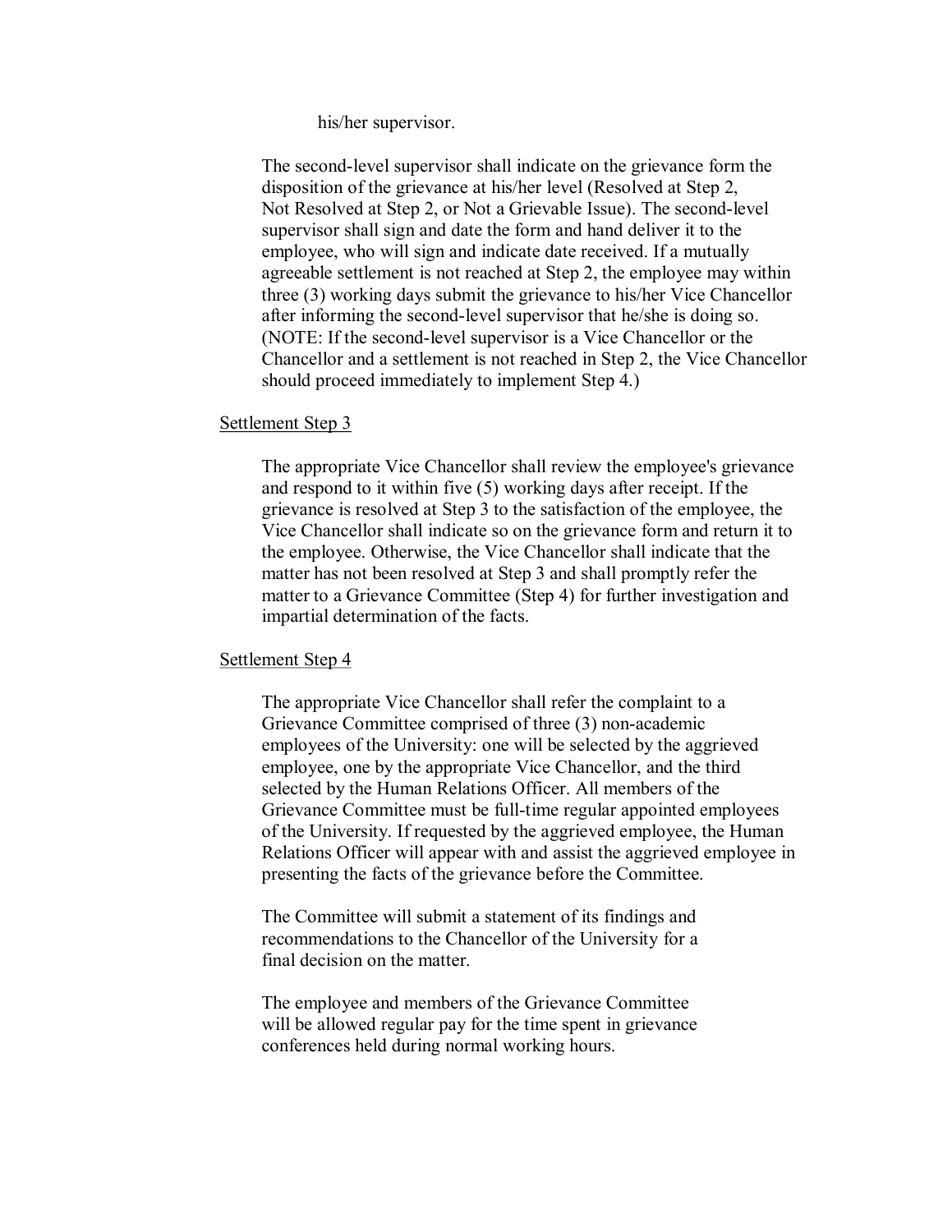his/her supervisor.

The second-level supervisor shall indicate on the grievance form the disposition of the grievance at his/her level (Resolved at Step 2, Not Resolved at Step 2, or Not a Grievable Issue). The second-level supervisor shall sign and date the form and hand deliver it to the employee, who will sign and indicate date received. If a mutually agreeable settlement is not reached at Step 2, the employee may within three (3) working days submit the grievance to his/her Vice Chancellor after informing the second-level supervisor that he/she is doing so. (NOTE: If the second-level supervisor is a Vice Chancellor or the Chancellor and a settlement is not reached in Step 2, the Vice Chancellor should proceed immediately to implement Step 4.)

<u>Settlement Step 3</u>

The appropriate Vice Chancellor shall review the employee's grievance and respond to it within five (5) working days after receipt. If the grievance is resolved at Step 3 to the satisfaction of the employee, the Vice Chancellor shall indicate so on the grievance form and return it to the employee. Otherwise, the Vice Chancellor shall indicate that the matter has not been resolved at Step 3 and shall promptly refer the matter to a Grievance Committee (Step 4) for further investigation and impartial determination of the facts.

<u>Settlement Step 4</u>

The appropriate Vice Chancellor shall refer the complaint to a Grievance Committee comprised of three (3) non-academic employees of the University: one will be selected by the aggrieved employee, one by the appropriate Vice Chancellor, and the third selected by the Human Relations Officer. All members of the Grievance Committee must be full-time regular appointed employees of the University. If requested by the aggrieved employee, the Human Relations Officer will appear with and assist the aggrieved employee in presenting the facts of the grievance before the Committee.

The Committee will submit a statement of its findings and recommendations to the Chancellor of the University for a final decision on the matter.

The employee and members of the Grievance Committee will be allowed regular pay for the time spent in grievance conferences held during normal working hours.